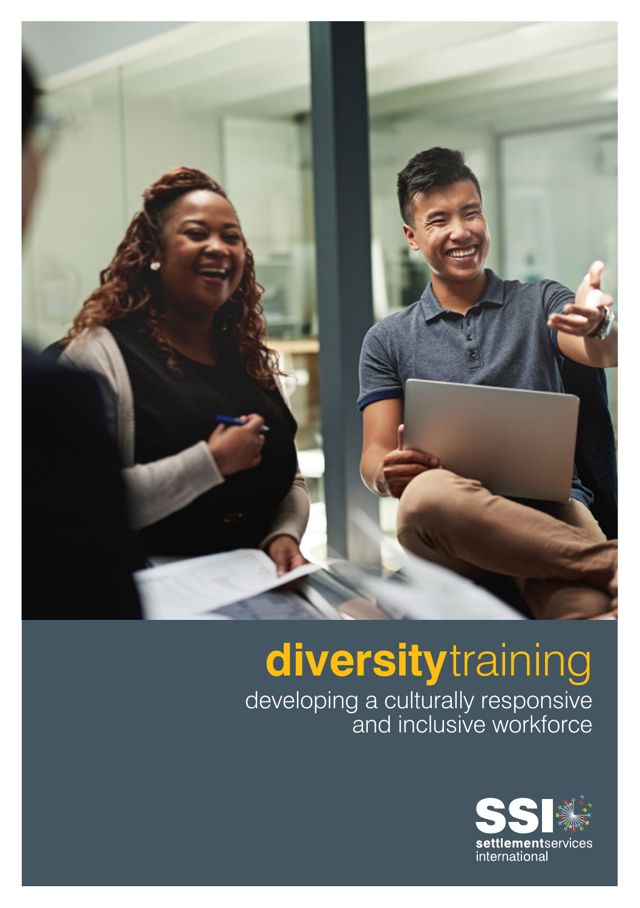# **diversity**training

developing a culturally responsive and inclusive workforce

**settlement**services international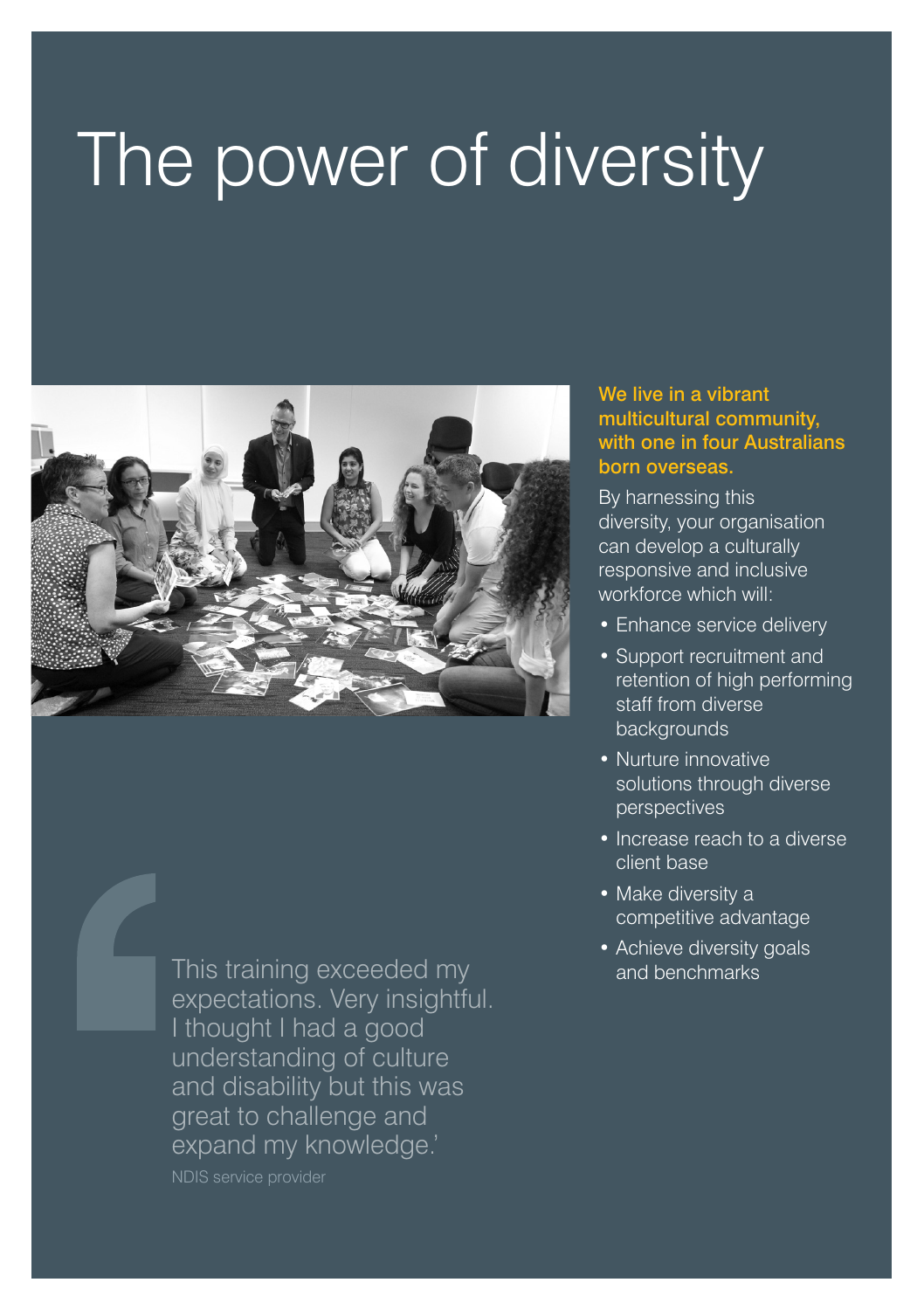# The power of diversity

**We live in a vibrant multicultural community, with one in four Australians born overseas.**

By harnessing this diversity, your organisation can develop a culturally responsive and inclusive workforce which will:

- Enhance service delivery
- Support recruitment and retention of high performing staff from diverse backgrounds
- Nurture innovative solutions through diverse perspectives
- Increase reach to a diverse client base
- Make diversity a competitive advantage
- Achieve diversity goals and benchmarks

> This training exceeded my expectations. Very insightful. I thought I had a good understanding of culture and disability but this was great to challenge and expand my knowledge.'
>
> NDIS service provider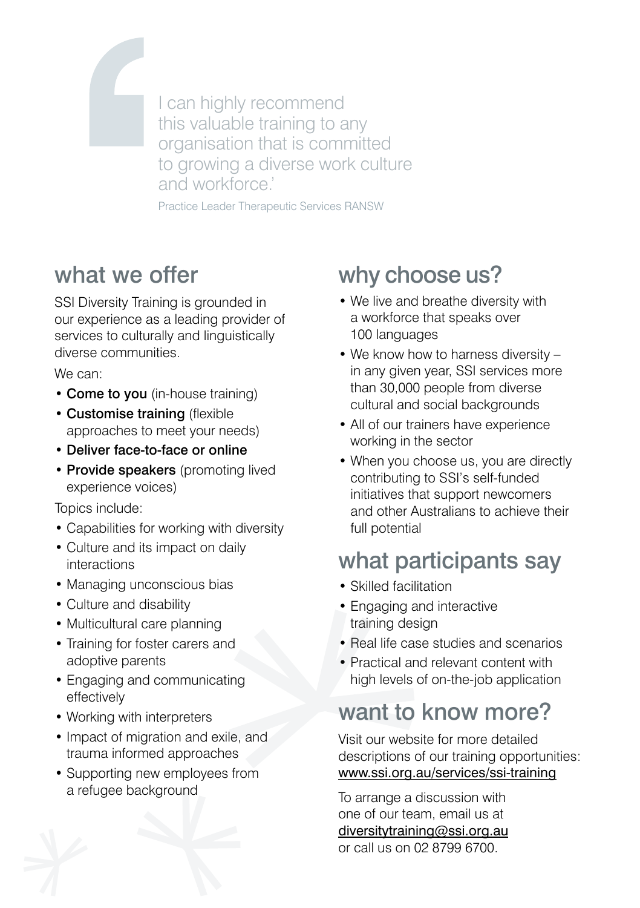> I can highly recommend this valuable training to any organisation that is committed to growing a diverse work culture and workforce.'
>
> Practice Leader Therapeutic Services RANSW

## what we offer

SSI Diversity Training is grounded in our experience as a leading provider of services to culturally and linguistically diverse communities.

We can:

- **Come to you** (in-house training)
- **Customise training** (flexible approaches to meet your needs)
- **Deliver face-to-face or online**
- **Provide speakers** (promoting lived experience voices)

Topics include:

- Capabilities for working with diversity
- Culture and its impact on daily interactions
- Managing unconscious bias
- Culture and disability
- Multicultural care planning
- Training for foster carers and adoptive parents
- Engaging and communicating effectively
- Working with interpreters
- Impact of migration and exile, and trauma informed approaches
- Supporting new employees from a refugee background

## why choose us?

- We live and breathe diversity with a workforce that speaks over 100 languages
- We know how to harness diversity – in any given year, SSI services more than 30,000 people from diverse cultural and social backgrounds
- All of our trainers have experience working in the sector
- When you choose us, you are directly contributing to SSI's self-funded initiatives that support newcomers and other Australians to achieve their full potential

## what participants say

- Skilled facilitation
- Engaging and interactive training design
- Real life case studies and scenarios
- Practical and relevant content with high levels of on-the-job application

## want to know more?

Visit our website for more detailed descriptions of our training opportunities: www.ssi.org.au/services/ssi-training

To arrange a discussion with one of our team, email us at diversitytraining@ssi.org.au or call us on 02 8799 6700.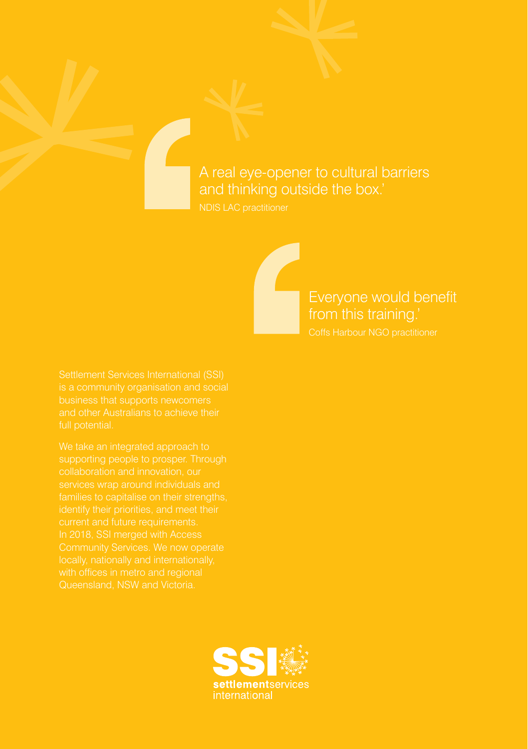> A real eye-opener to cultural barriers and thinking outside the box.'
>
> NDIS LAC practitioner

> Everyone would benefit from this training.'
>
> Coffs Harbour NGO practitioner

Settlement Services International (SSI) is a community organisation and social business that supports newcomers and other Australians to achieve their full potential.

We take an integrated approach to supporting people to prosper. Through collaboration and innovation, our services wrap around individuals and families to capitalise on their strengths, identify their priorities, and meet their current and future requirements. In 2018, SSI merged with Access Community Services. We now operate locally, nationally and internationally, with offices in metro and regional Queensland, NSW and Victoria.

SSI settlementservices international